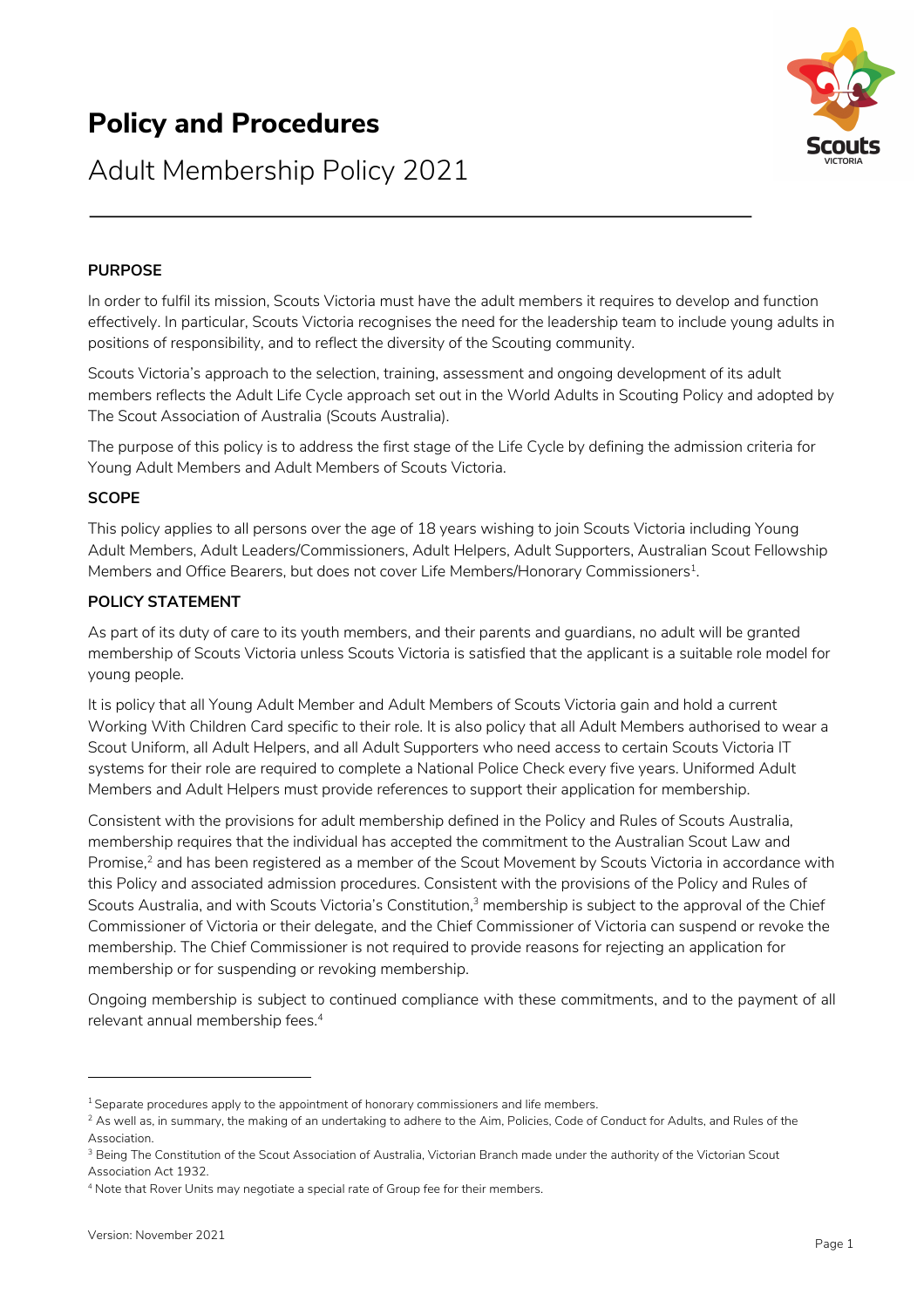# Policy and Procedures

## Adult Membership Policy 2021

**PURPOSE**

In order to fulfil its mission, Scouts Victoria must have the adult members it requires to develop and function effectively. In particular, Scouts Victoria recognises the need for the leadership team to include young adults in positions of responsibility, and to reflect the diversity of the Scouting community.

Scouts Victoria's approach to the selection, training, assessment and ongoing development of its adult members reflects the Adult Life Cycle approach set out in the World Adults in Scouting Policy and adopted by The Scout Association of Australia (Scouts Australia).

The purpose of this policy is to address the first stage of the Life Cycle by defining the admission criteria for Young Adult Members and Adult Members of Scouts Victoria.

**SCOPE**

This policy applies to all persons over the age of 18 years wishing to join Scouts Victoria including Young Adult Members, Adult Leaders/Commissioners, Adult Helpers, Adult Supporters, Australian Scout Fellowship Members and Office Bearers, but does not cover Life Members/Honorary Commissioners[1].

**POLICY STATEMENT**

As part of its duty of care to its youth members, and their parents and guardians, no adult will be granted membership of Scouts Victoria unless Scouts Victoria is satisfied that the applicant is a suitable role model for young people.

It is policy that all Young Adult Member and Adult Members of Scouts Victoria gain and hold a current Working With Children Card specific to their role. It is also policy that all Adult Members authorised to wear a Scout Uniform, all Adult Helpers, and all Adult Supporters who need access to certain Scouts Victoria IT systems for their role are required to complete a National Police Check every five years. Uniformed Adult Members and Adult Helpers must provide references to support their application for membership.

Consistent with the provisions for adult membership defined in the Policy and Rules of Scouts Australia, membership requires that the individual has accepted the commitment to the Australian Scout Law and Promise,[2] and has been registered as a member of the Scout Movement by Scouts Victoria in accordance with this Policy and associated admission procedures. Consistent with the provisions of the Policy and Rules of Scouts Australia, and with Scouts Victoria's Constitution,[3] membership is subject to the approval of the Chief Commissioner of Victoria or their delegate, and the Chief Commissioner of Victoria can suspend or revoke the membership. The Chief Commissioner is not required to provide reasons for rejecting an application for membership or for suspending or revoking membership.

Ongoing membership is subject to continued compliance with these commitments, and to the payment of all relevant annual membership fees.[4]

---

[1] Separate procedures apply to the appointment of honorary commissioners and life members.

[2] As well as, in summary, the making of an undertaking to adhere to the Aim, Policies, Code of Conduct for Adults, and Rules of the Association.

[3] Being The Constitution of the Scout Association of Australia, Victorian Branch made under the authority of the Victorian Scout Association Act 1932.

[4] Note that Rover Units may negotiate a special rate of Group fee for their members.

Version: November 2021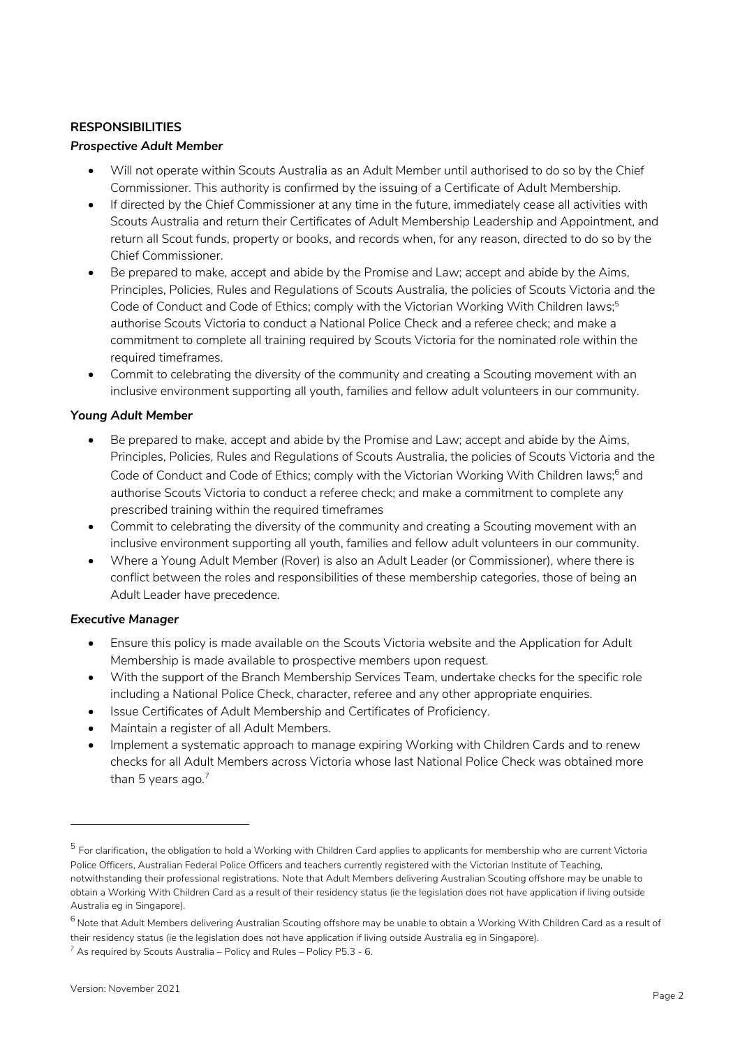**RESPONSIBILITIES**

***Prospective Adult Member***

- Will not operate within Scouts Australia as an Adult Member until authorised to do so by the Chief Commissioner. This authority is confirmed by the issuing of a Certificate of Adult Membership.
- If directed by the Chief Commissioner at any time in the future, immediately cease all activities with Scouts Australia and return their Certificates of Adult Membership Leadership and Appointment, and return all Scout funds, property or books, and records when, for any reason, directed to do so by the Chief Commissioner.
- Be prepared to make, accept and abide by the Promise and Law; accept and abide by the Aims, Principles, Policies, Rules and Regulations of Scouts Australia, the policies of Scouts Victoria and the Code of Conduct and Code of Ethics; comply with the Victorian Working With Children laws;[5] authorise Scouts Victoria to conduct a National Police Check and a referee check; and make a commitment to complete all training required by Scouts Victoria for the nominated role within the required timeframes.
- Commit to celebrating the diversity of the community and creating a Scouting movement with an inclusive environment supporting all youth, families and fellow adult volunteers in our community.

***Young Adult Member***

- Be prepared to make, accept and abide by the Promise and Law; accept and abide by the Aims, Principles, Policies, Rules and Regulations of Scouts Australia, the policies of Scouts Victoria and the Code of Conduct and Code of Ethics; comply with the Victorian Working With Children laws;[6] and authorise Scouts Victoria to conduct a referee check; and make a commitment to complete any prescribed training within the required timeframes
- Commit to celebrating the diversity of the community and creating a Scouting movement with an inclusive environment supporting all youth, families and fellow adult volunteers in our community.
- Where a Young Adult Member (Rover) is also an Adult Leader (or Commissioner), where there is conflict between the roles and responsibilities of these membership categories, those of being an Adult Leader have precedence.

***Executive Manager***

- Ensure this policy is made available on the Scouts Victoria website and the Application for Adult Membership is made available to prospective members upon request.
- With the support of the Branch Membership Services Team, undertake checks for the specific role including a National Police Check, character, referee and any other appropriate enquiries.
- Issue Certificates of Adult Membership and Certificates of Proficiency.
- Maintain a register of all Adult Members.
- Implement a systematic approach to manage expiring Working with Children Cards and to renew checks for all Adult Members across Victoria whose last National Police Check was obtained more than 5 years ago.[7]

---

[5] For clarification, the obligation to hold a Working with Children Card applies to applicants for membership who are current Victoria Police Officers, Australian Federal Police Officers and teachers currently registered with the Victorian Institute of Teaching, notwithstanding their professional registrations. Note that Adult Members delivering Australian Scouting offshore may be unable to obtain a Working With Children Card as a result of their residency status (ie the legislation does not have application if living outside Australia eg in Singapore).

[6] Note that Adult Members delivering Australian Scouting offshore may be unable to obtain a Working With Children Card as a result of their residency status (ie the legislation does not have application if living outside Australia eg in Singapore).

[7] As required by Scouts Australia – Policy and Rules – Policy P5.3 - 6.

Version: November 2021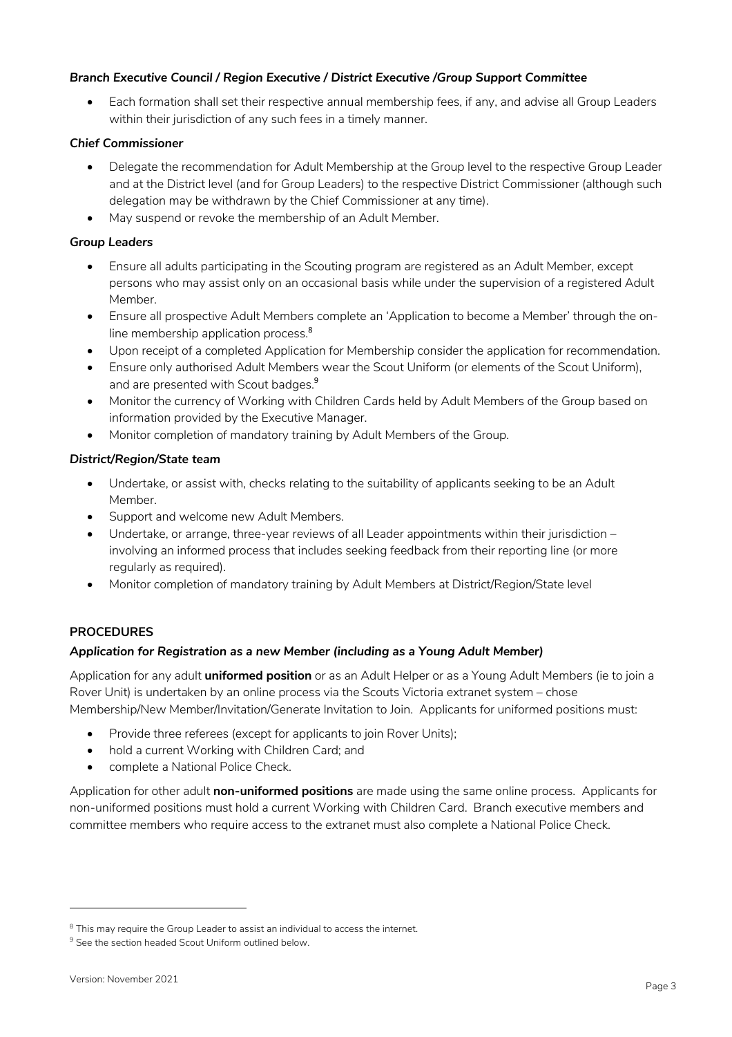***Branch Executive Council / Region Executive / District Executive /Group Support Committee***

- Each formation shall set their respective annual membership fees, if any, and advise all Group Leaders within their jurisdiction of any such fees in a timely manner.

***Chief Commissioner***

- Delegate the recommendation for Adult Membership at the Group level to the respective Group Leader and at the District level (and for Group Leaders) to the respective District Commissioner (although such delegation may be withdrawn by the Chief Commissioner at any time).
- May suspend or revoke the membership of an Adult Member.

***Group Leaders***

- Ensure all adults participating in the Scouting program are registered as an Adult Member, except persons who may assist only on an occasional basis while under the supervision of a registered Adult Member.
- Ensure all prospective Adult Members complete an 'Application to become a Member' through the on-line membership application process.[8]
- Upon receipt of a completed Application for Membership consider the application for recommendation.
- Ensure only authorised Adult Members wear the Scout Uniform (or elements of the Scout Uniform), and are presented with Scout badges.[9]
- Monitor the currency of Working with Children Cards held by Adult Members of the Group based on information provided by the Executive Manager.
- Monitor completion of mandatory training by Adult Members of the Group.

***District/Region/State team***

- Undertake, or assist with, checks relating to the suitability of applicants seeking to be an Adult Member.
- Support and welcome new Adult Members.
- Undertake, or arrange, three-year reviews of all Leader appointments within their jurisdiction – involving an informed process that includes seeking feedback from their reporting line (or more regularly as required).
- Monitor completion of mandatory training by Adult Members at District/Region/State level

**PROCEDURES**

***Application for Registration as a new Member (including as a Young Adult Member)***

Application for any adult **uniformed position** or as an Adult Helper or as a Young Adult Members (ie to join a Rover Unit) is undertaken by an online process via the Scouts Victoria extranet system – chose Membership/New Member/Invitation/Generate Invitation to Join. Applicants for uniformed positions must:

- Provide three referees (except for applicants to join Rover Units);
- hold a current Working with Children Card; and
- complete a National Police Check.

Application for other adult **non-uniformed positions** are made using the same online process. Applicants for non-uniformed positions must hold a current Working with Children Card. Branch executive members and committee members who require access to the extranet must also complete a National Police Check.

[8] This may require the Group Leader to assist an individual to access the internet.

[9] See the section headed Scout Uniform outlined below.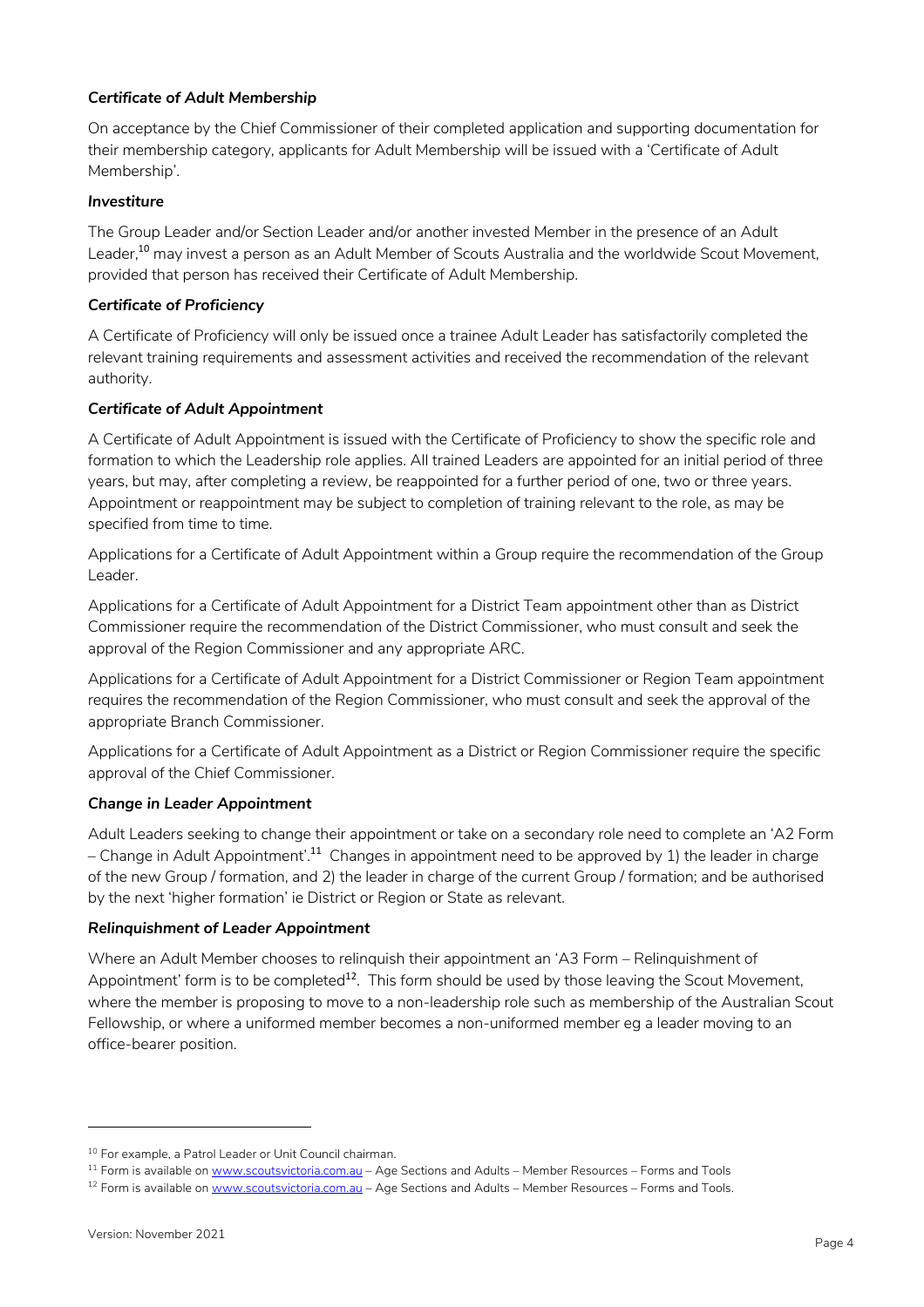***Certificate of Adult Membership***

On acceptance by the Chief Commissioner of their completed application and supporting documentation for their membership category, applicants for Adult Membership will be issued with a 'Certificate of Adult Membership'.

***Investiture***

The Group Leader and/or Section Leader and/or another invested Member in the presence of an Adult Leader,[10] may invest a person as an Adult Member of Scouts Australia and the worldwide Scout Movement, provided that person has received their Certificate of Adult Membership.

***Certificate of Proficiency***

A Certificate of Proficiency will only be issued once a trainee Adult Leader has satisfactorily completed the relevant training requirements and assessment activities and received the recommendation of the relevant authority.

***Certificate of Adult Appointment***

A Certificate of Adult Appointment is issued with the Certificate of Proficiency to show the specific role and formation to which the Leadership role applies. All trained Leaders are appointed for an initial period of three years, but may, after completing a review, be reappointed for a further period of one, two or three years. Appointment or reappointment may be subject to completion of training relevant to the role, as may be specified from time to time.

Applications for a Certificate of Adult Appointment within a Group require the recommendation of the Group Leader.

Applications for a Certificate of Adult Appointment for a District Team appointment other than as District Commissioner require the recommendation of the District Commissioner, who must consult and seek the approval of the Region Commissioner and any appropriate ARC.

Applications for a Certificate of Adult Appointment for a District Commissioner or Region Team appointment requires the recommendation of the Region Commissioner, who must consult and seek the approval of the appropriate Branch Commissioner.

Applications for a Certificate of Adult Appointment as a District or Region Commissioner require the specific approval of the Chief Commissioner.

***Change in Leader Appointment***

Adult Leaders seeking to change their appointment or take on a secondary role need to complete an 'A2 Form – Change in Adult Appointment'.[11] Changes in appointment need to be approved by 1) the leader in charge of the new Group / formation, and 2) the leader in charge of the current Group / formation; and be authorised by the next 'higher formation' ie District or Region or State as relevant.

***Relinquishment of Leader Appointment***

Where an Adult Member chooses to relinquish their appointment an 'A3 Form – Relinquishment of Appointment' form is to be completed[12]. This form should be used by those leaving the Scout Movement, where the member is proposing to move to a non-leadership role such as membership of the Australian Scout Fellowship, or where a uniformed member becomes a non-uniformed member eg a leader moving to an office-bearer position.

---

[10] For example, a Patrol Leader or Unit Council chairman.

[11] Form is available on www.scoutsvictoria.com.au – Age Sections and Adults – Member Resources – Forms and Tools

[12] Form is available on www.scoutsvictoria.com.au – Age Sections and Adults – Member Resources – Forms and Tools.

Version: November 2021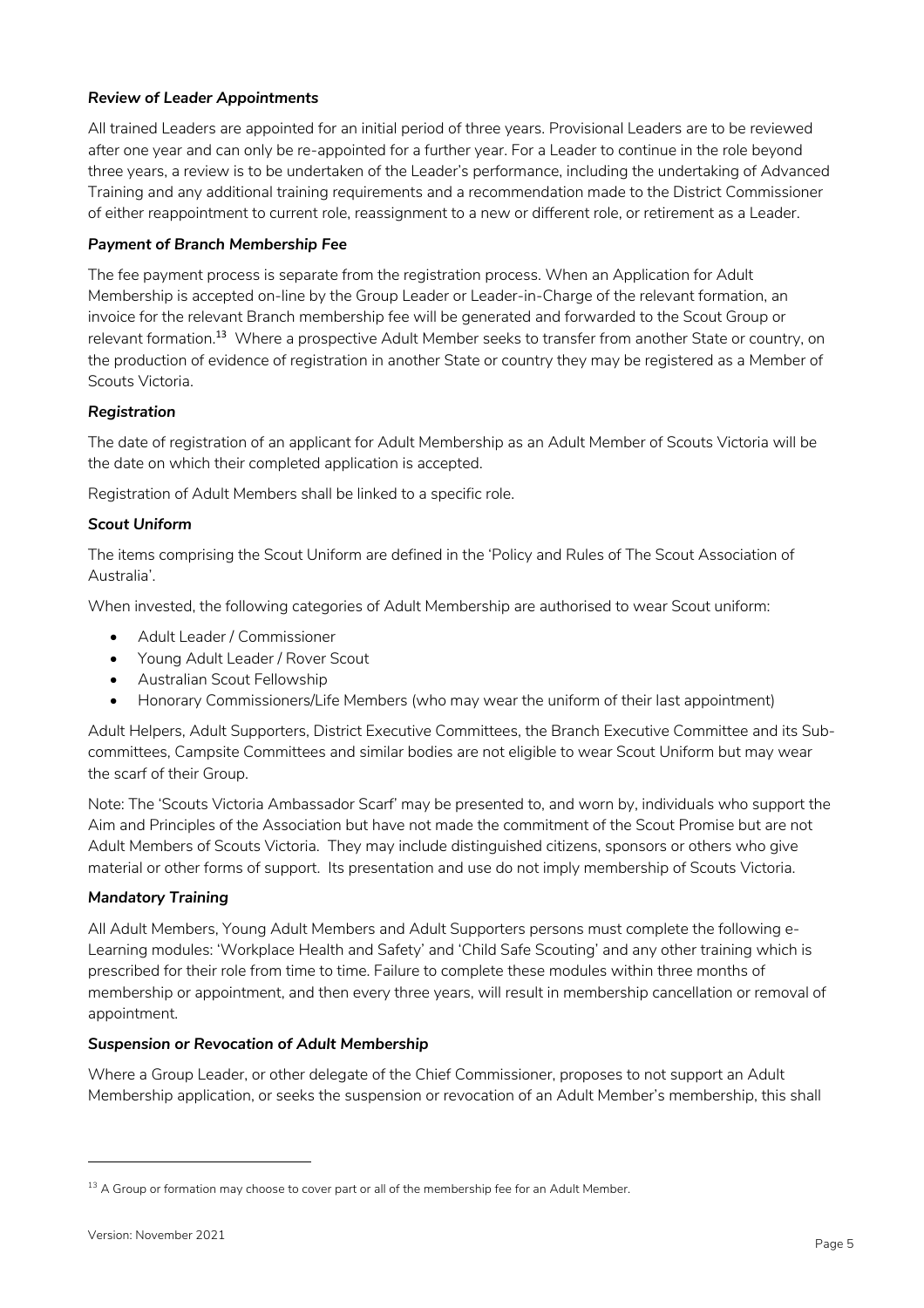***Review of Leader Appointments***

All trained Leaders are appointed for an initial period of three years. Provisional Leaders are to be reviewed after one year and can only be re-appointed for a further year. For a Leader to continue in the role beyond three years, a review is to be undertaken of the Leader's performance, including the undertaking of Advanced Training and any additional training requirements and a recommendation made to the District Commissioner of either reappointment to current role, reassignment to a new or different role, or retirement as a Leader.

***Payment of Branch Membership Fee***

The fee payment process is separate from the registration process. When an Application for Adult Membership is accepted on-line by the Group Leader or Leader-in-Charge of the relevant formation, an invoice for the relevant Branch membership fee will be generated and forwarded to the Scout Group or relevant formation.[13] Where a prospective Adult Member seeks to transfer from another State or country, on the production of evidence of registration in another State or country they may be registered as a Member of Scouts Victoria.

***Registration***

The date of registration of an applicant for Adult Membership as an Adult Member of Scouts Victoria will be the date on which their completed application is accepted.

Registration of Adult Members shall be linked to a specific role.

***Scout Uniform***

The items comprising the Scout Uniform are defined in the 'Policy and Rules of The Scout Association of Australia'.

When invested, the following categories of Adult Membership are authorised to wear Scout uniform:

- Adult Leader / Commissioner
- Young Adult Leader / Rover Scout
- Australian Scout Fellowship
- Honorary Commissioners/Life Members (who may wear the uniform of their last appointment)

Adult Helpers, Adult Supporters, District Executive Committees, the Branch Executive Committee and its Sub-committees, Campsite Committees and similar bodies are not eligible to wear Scout Uniform but may wear the scarf of their Group.

Note: The 'Scouts Victoria Ambassador Scarf' may be presented to, and worn by, individuals who support the Aim and Principles of the Association but have not made the commitment of the Scout Promise but are not Adult Members of Scouts Victoria. They may include distinguished citizens, sponsors or others who give material or other forms of support. Its presentation and use do not imply membership of Scouts Victoria.

***Mandatory Training***

All Adult Members, Young Adult Members and Adult Supporters persons must complete the following e-Learning modules: 'Workplace Health and Safety' and 'Child Safe Scouting' and any other training which is prescribed for their role from time to time. Failure to complete these modules within three months of membership or appointment, and then every three years, will result in membership cancellation or removal of appointment.

***Suspension or Revocation of Adult Membership***

Where a Group Leader, or other delegate of the Chief Commissioner, proposes to not support an Adult Membership application, or seeks the suspension or revocation of an Adult Member's membership, this shall

---

[13] A Group or formation may choose to cover part or all of the membership fee for an Adult Member.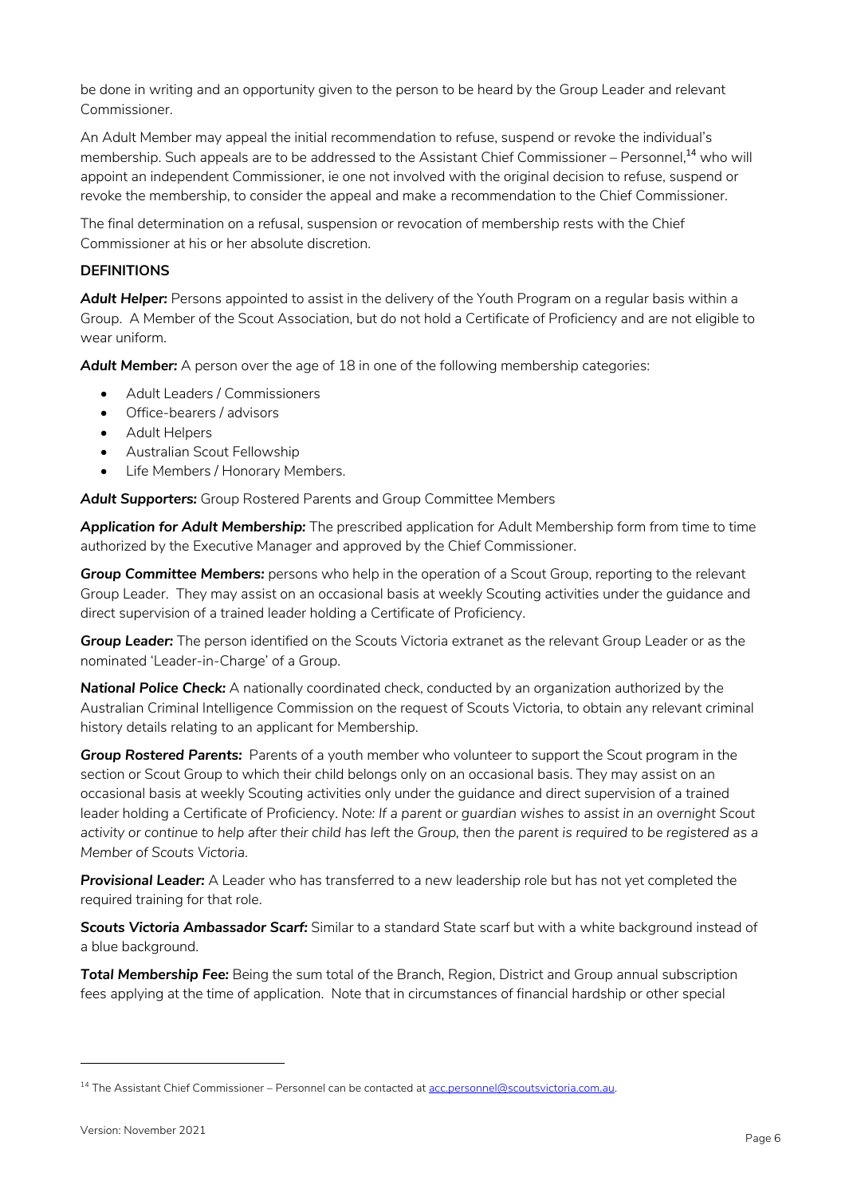be done in writing and an opportunity given to the person to be heard by the Group Leader and relevant Commissioner.

An Adult Member may appeal the initial recommendation to refuse, suspend or revoke the individual's membership. Such appeals are to be addressed to the Assistant Chief Commissioner – Personnel,[14] who will appoint an independent Commissioner, ie one not involved with the original decision to refuse, suspend or revoke the membership, to consider the appeal and make a recommendation to the Chief Commissioner.

The final determination on a refusal, suspension or revocation of membership rests with the Chief Commissioner at his or her absolute discretion.

**DEFINITIONS**

***Adult Helper:*** Persons appointed to assist in the delivery of the Youth Program on a regular basis within a Group. A Member of the Scout Association, but do not hold a Certificate of Proficiency and are not eligible to wear uniform.

***Adult Member:*** A person over the age of 18 in one of the following membership categories:

- Adult Leaders / Commissioners
- Office-bearers / advisors
- Adult Helpers
- Australian Scout Fellowship
- Life Members / Honorary Members.

***Adult Supporters:*** Group Rostered Parents and Group Committee Members

***Application for Adult Membership:*** The prescribed application for Adult Membership form from time to time authorized by the Executive Manager and approved by the Chief Commissioner.

***Group Committee Members:*** persons who help in the operation of a Scout Group, reporting to the relevant Group Leader. They may assist on an occasional basis at weekly Scouting activities under the guidance and direct supervision of a trained leader holding a Certificate of Proficiency.

***Group Leader:*** The person identified on the Scouts Victoria extranet as the relevant Group Leader or as the nominated 'Leader-in-Charge' of a Group.

***National Police Check:*** A nationally coordinated check, conducted by an organization authorized by the Australian Criminal Intelligence Commission on the request of Scouts Victoria, to obtain any relevant criminal history details relating to an applicant for Membership.

***Group Rostered Parents:*** Parents of a youth member who volunteer to support the Scout program in the section or Scout Group to which their child belongs only on an occasional basis. They may assist on an occasional basis at weekly Scouting activities only under the guidance and direct supervision of a trained leader holding a Certificate of Proficiency. *Note: If a parent or guardian wishes to assist in an overnight Scout activity or continue to help after their child has left the Group, then the parent is required to be registered as a Member of Scouts Victoria.*

***Provisional Leader:*** A Leader who has transferred to a new leadership role but has not yet completed the required training for that role.

***Scouts Victoria Ambassador Scarf:*** Similar to a standard State scarf but with a white background instead of a blue background.

***Total Membership Fee:*** Being the sum total of the Branch, Region, District and Group annual subscription fees applying at the time of application. Note that in circumstances of financial hardship or other special

[14] The Assistant Chief Commissioner – Personnel can be contacted at acc.personnel@scoutsvictoria.com.au.

Version: November 2021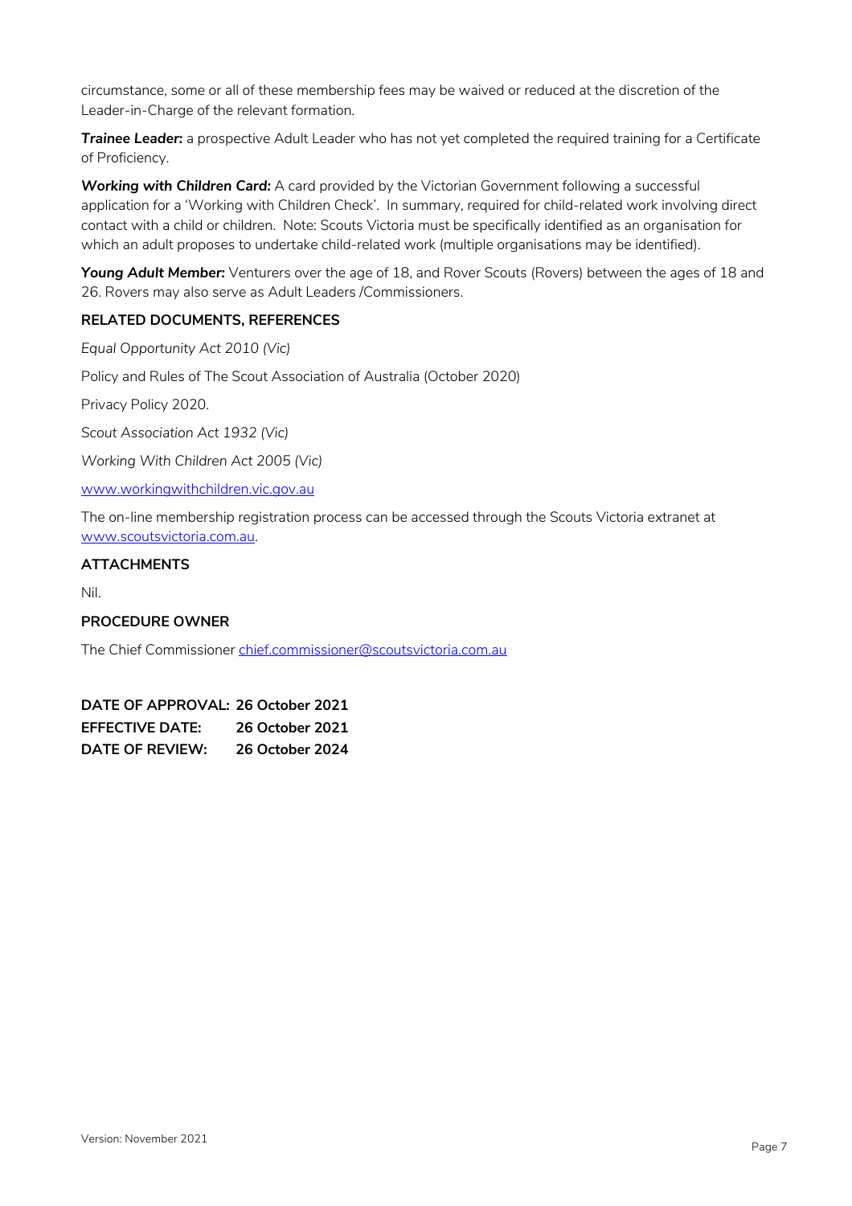circumstance, some or all of these membership fees may be waived or reduced at the discretion of the Leader-in-Charge of the relevant formation.

***Trainee Leader:*** a prospective Adult Leader who has not yet completed the required training for a Certificate of Proficiency.

***Working with Children Card:*** A card provided by the Victorian Government following a successful application for a 'Working with Children Check'. In summary, required for child-related work involving direct contact with a child or children. Note: Scouts Victoria must be specifically identified as an organisation for which an adult proposes to undertake child-related work (multiple organisations may be identified).

***Young Adult Member:*** Venturers over the age of 18, and Rover Scouts (Rovers) between the ages of 18 and 26. Rovers may also serve as Adult Leaders /Commissioners.

**RELATED DOCUMENTS, REFERENCES**

*Equal Opportunity Act 2010 (Vic)*

Policy and Rules of The Scout Association of Australia (October 2020)

Privacy Policy 2020.

*Scout Association Act 1932 (Vic)*

*Working With Children Act 2005 (Vic)*

www.workingwithchildren.vic.gov.au

The on-line membership registration process can be accessed through the Scouts Victoria extranet at www.scoutsvictoria.com.au.

**ATTACHMENTS**

Nil.

**PROCEDURE OWNER**

The Chief Commissioner chief.commissioner@scoutsvictoria.com.au

**DATE OF APPROVAL: 26 October 2021**
**EFFECTIVE DATE: 26 October 2021**
**DATE OF REVIEW: 26 October 2024**

Version: November 2021